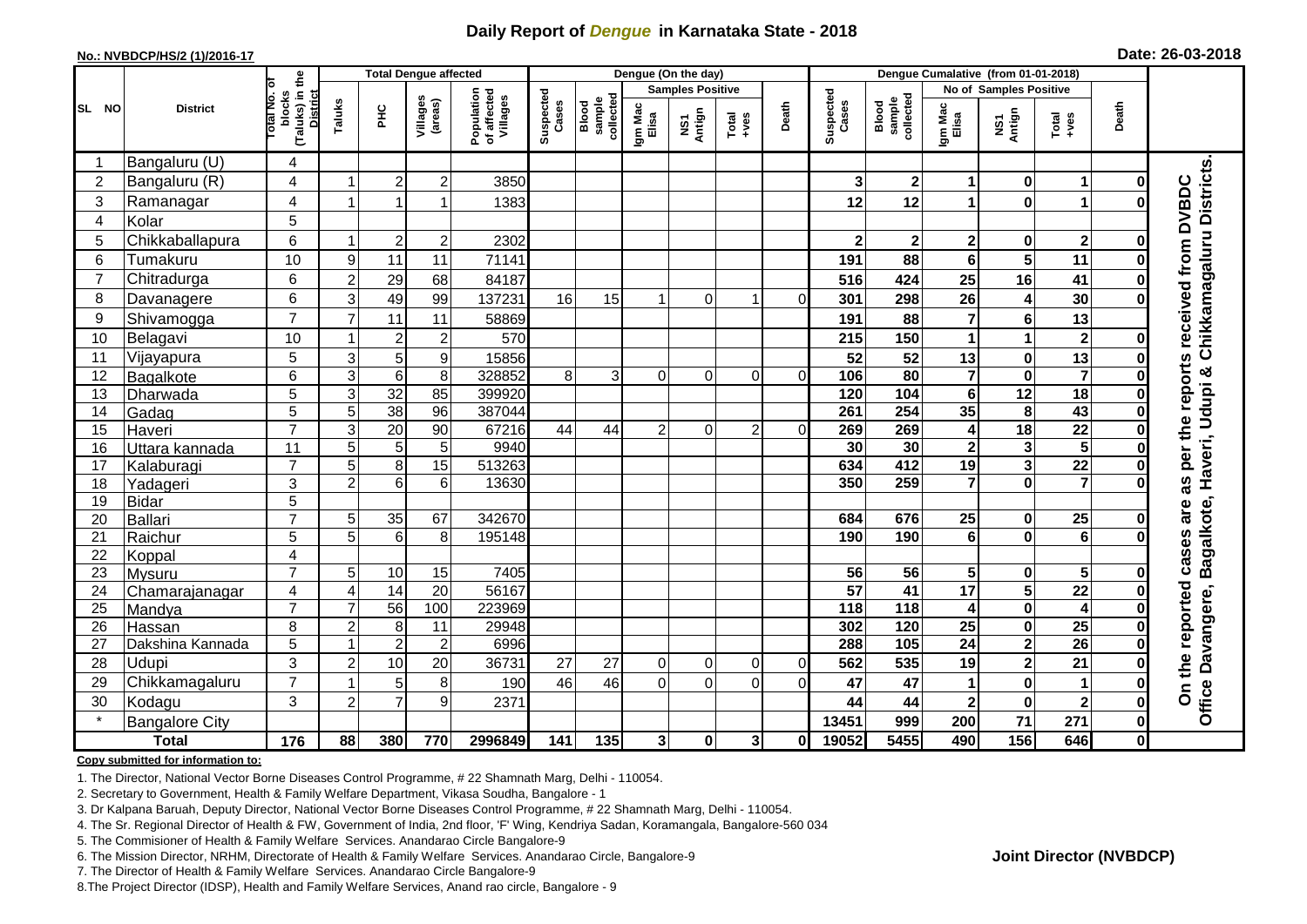# Daily Report of *Dengue* in Karnataka State - 2018

**No.: NVBDCP/HS/2 (1)/2016-17**

**Date: 26-03-2018**

| SL NO | District | Total No. of blocks (Taluks) in the District | Total Dengue affected | | | | Dengue (On the day) | | | | | | Dengue Cumalative (from 01-01-2018) | | | | | | |
|---|---|---|---|---|---|---|---|---|---|---|---|---|---|---|---|---|---|---|---|
| | | | Taluks | PHC | Villages (areas) | Population of affected Villages | Suspected Cases | Blood sample collected | Samples Positive | | | Death | Suspected Cases | Blood sample collected | No of Samples Positive | | | Death | |
| | | | | | | | | | Igm Mac Elisa | NS1 Antign | Total +ves | | | | Igm Mac Elisa | NS1 Antign | Total +ves | | |
| 1 | Bangaluru (U) | 4 | | | | | | | | | | | | | | | | | On the reported cases are as per the reports received from DVBDC Office Davangere, Bagalkote, Haveri, Udupi & Chikkamagaluru Districts. |
| 2 | Bangaluru (R) | 4 | 1 | 2 | 2 | 3850 | | | | | | | 3 | 2 | 1 | 0 | 1 | 0 | |
| 3 | Ramanagar | 4 | 1 | 1 | 1 | 1383 | | | | | | | 12 | 12 | 1 | 0 | 1 | 0 | |
| 4 | Kolar | 5 | | | | | | | | | | | | | | | | | |
| 5 | Chikkaballapura | 6 | 1 | 2 | 2 | 2302 | | | | | | | 2 | 2 | 2 | 0 | 2 | 0 | |
| 6 | Tumakuru | 10 | 9 | 11 | 11 | 71141 | | | | | | | 191 | 88 | 6 | 5 | 11 | 0 | |
| 7 | Chitradurga | 6 | 2 | 29 | 68 | 84187 | | | | | | | 516 | 424 | 25 | 16 | 41 | 0 | |
| 8 | Davanagere | 6 | 3 | 49 | 99 | 137231 | 16 | 15 | 1 | 0 | 1 | 0 | 301 | 298 | 26 | 4 | 30 | 0 | |
| 9 | Shivamogga | 7 | 7 | 11 | 11 | 58869 | | | | | | | 191 | 88 | 7 | 6 | 13 | | |
| 10 | Belagavi | 10 | 1 | 2 | 2 | 570 | | | | | | | 215 | 150 | 1 | 1 | 2 | 0 | |
| 11 | Vijayapura | 5 | 3 | 5 | 9 | 15856 | | | | | | | 52 | 52 | 13 | 0 | 13 | 0 | |
| 12 | Bagalkote | 6 | 3 | 6 | 8 | 328852 | 8 | 3 | 0 | 0 | 0 | 0 | 106 | 80 | 7 | 0 | 7 | 0 | |
| 13 | Dharwada | 5 | 3 | 32 | 85 | 399920 | | | | | | | 120 | 104 | 6 | 12 | 18 | 0 | |
| 14 | Gadag | 5 | 5 | 38 | 96 | 387044 | | | | | | | 261 | 254 | 35 | 8 | 43 | 0 | |
| 15 | Haveri | 7 | 3 | 20 | 90 | 67216 | 44 | 44 | 2 | 0 | 2 | 0 | 269 | 269 | 4 | 18 | 22 | 0 | |
| 16 | Uttara kannada | 11 | 5 | 5 | 5 | 9940 | | | | | | | 30 | 30 | 2 | 3 | 5 | 0 | |
| 17 | Kalaburagi | 7 | 5 | 8 | 15 | 513263 | | | | | | | 634 | 412 | 19 | 3 | 22 | 0 | |
| 18 | Yadageri | 3 | 2 | 6 | 6 | 13630 | | | | | | | 350 | 259 | 7 | 0 | 7 | 0 | |
| 19 | Bidar | 5 | | | | | | | | | | | | | | | | | |
| 20 | Ballari | 7 | 5 | 35 | 67 | 342670 | | | | | | | 684 | 676 | 25 | 0 | 25 | 0 | |
| 21 | Raichur | 5 | 5 | 6 | 8 | 195148 | | | | | | | 190 | 190 | 6 | 0 | 6 | 0 | |
| 22 | Koppal | 4 | | | | | | | | | | | | | | | | | |
| 23 | Mysuru | 7 | 5 | 10 | 15 | 7405 | | | | | | | 56 | 56 | 5 | 0 | 5 | 0 | |
| 24 | Chamarajanagar | 4 | 4 | 14 | 20 | 56167 | | | | | | | 57 | 41 | 17 | 5 | 22 | 0 | |
| 25 | Mandya | 7 | 7 | 56 | 100 | 223969 | | | | | | | 118 | 118 | 4 | 0 | 4 | 0 | |
| 26 | Hassan | 8 | 2 | 8 | 11 | 29948 | | | | | | | 302 | 120 | 25 | 0 | 25 | 0 | |
| 27 | Dakshina Kannada | 5 | 1 | 2 | 2 | 6996 | | | | | | | 288 | 105 | 24 | 2 | 26 | 0 | |
| 28 | Udupi | 3 | 2 | 10 | 20 | 36731 | 27 | 27 | 0 | 0 | 0 | 0 | 562 | 535 | 19 | 2 | 21 | 0 | |
| 29 | Chikkamagaluru | 7 | 1 | 5 | 8 | 190 | 46 | 46 | 0 | 0 | 0 | 0 | 47 | 47 | 1 | 0 | 1 | 0 | |
| 30 | Kodagu | 3 | 2 | 7 | 9 | 2371 | | | | | | | 44 | 44 | 2 | 0 | 2 | 0 | |
| * | Bangalore City | | | | | | | | | | | | 13451 | 999 | 200 | 71 | 271 | 0 | |
| | **Total** | **176** | **88** | **380** | **770** | **2996849** | **141** | **135** | **3** | **0** | **3** | **0** | **19052** | **5455** | **490** | **156** | **646** | **0** | |

**Copy submitted for information to:**

1. The Director, National Vector Borne Diseases Control Programme, # 22 Shamnath Marg, Delhi - 110054.
2. Secretary to Government, Health & Family Welfare Department, Vikasa Soudha, Bangalore - 1
3. Dr Kalpana Baruah, Deputy Director, National Vector Borne Diseases Control Programme, # 22 Shamnath Marg, Delhi - 110054.
4. The Sr. Regional Director of Health & FW, Government of India, 2nd floor, 'F' Wing, Kendriya Sadan, Koramangala, Bangalore-560 034
5. The Commisioner of Health & Family Welfare Services. Anandarao Circle Bangalore-9
6. The Mission Director, NRHM, Directorate of Health & Family Welfare Services. Anandarao Circle, Bangalore-9
7. The Director of Health & Family Welfare Services. Anandarao Circle Bangalore-9
8. The Project Director (IDSP), Health and Family Welfare Services, Anand rao circle, Bangalore - 9

**Joint Director (NVBDCP)**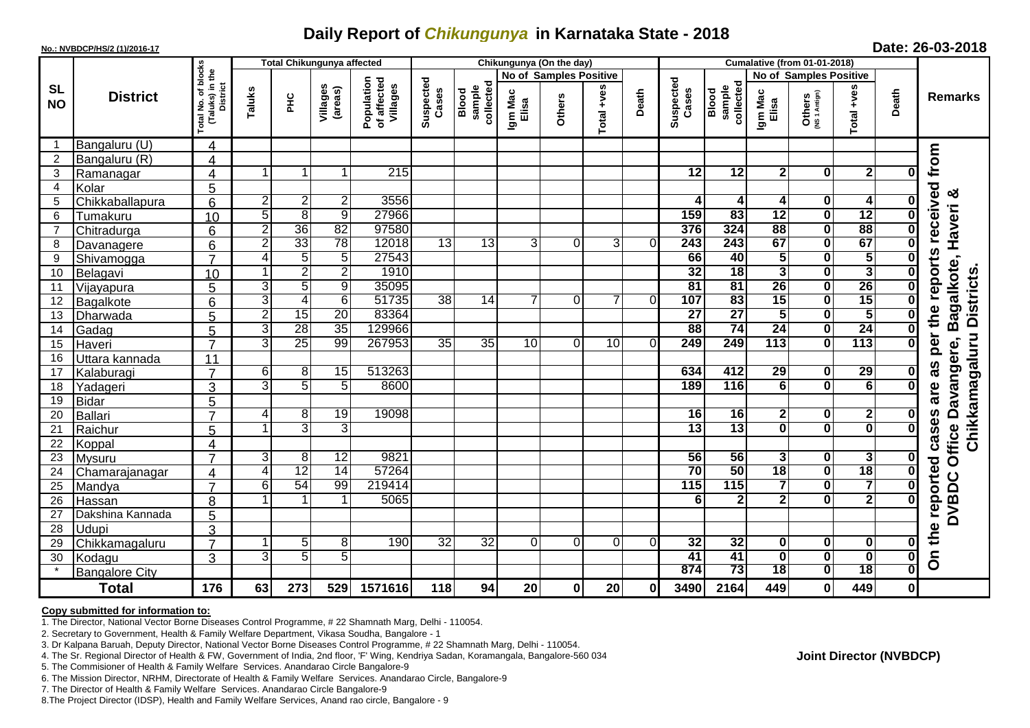# Daily Report of *Chikungunya* in Karnataka State - 2018

**No.: NVBDCP/HS/2 (1)/2016-17**

**Date: 26-03-2018**

| SL NO | District | Total No. of blocks (Taluks) in the District | Total Chikungunya affected | | | | Chikungunya (On the day) | | | | | | | Cumalative (from 01-01-2018) | | | | | | | Remarks |
|---|---|---|---|---|---|---|---|---|---|---|---|---|---|---|---|---|---|---|---|---|---|
| | | | | | | | | | No of Samples Positive | | | | | | | No of Samples Positive | | | | | |
| | | | Taluks | PHC | Villages (areas) | Population of affected Villages | Suspected Cases | Blood sample collected | Igm Mac Elisa | Others | Total +ves | Death | Suspected Cases | Blood sample collected | Igm Mac Elisa | Others (NS 1 Antign) | Total +ves | Death | |
| 1 | Bangaluru (U) | 4 | | | | | | | | | | | | | | | | | On the reported cases are as per the reports received from DVBDC Office Davangere, Bagalkote, Haveri & Chikkamagaluru Districts. |
| 2 | Bangaluru (R) | 4 | | | | | | | | | | | | | | | | | |
| 3 | Ramanagar | 4 | 1 | 1 | 1 | 215 | | | | | | | 12 | 12 | 2 | 0 | 2 | 0 | |
| 4 | Kolar | 5 | | | | | | | | | | | | | | | | | |
| 5 | Chikkaballapura | 6 | 2 | 2 | 2 | 3556 | | | | | | | 4 | 4 | 4 | 0 | 4 | 0 | |
| 6 | Tumakuru | 10 | 5 | 8 | 9 | 27966 | | | | | | | 159 | 83 | 12 | 0 | 12 | 0 | |
| 7 | Chitradurga | 6 | 2 | 36 | 82 | 97580 | | | | | | | 376 | 324 | 88 | 0 | 88 | 0 | |
| 8 | Davanagere | 6 | 2 | 33 | 78 | 12018 | 13 | 13 | 3 | 0 | 3 | 0 | 243 | 243 | 67 | 0 | 67 | 0 | |
| 9 | Shivamogga | 7 | 4 | 5 | 5 | 27543 | | | | | | | 66 | 40 | 5 | 0 | 5 | 0 | |
| 10 | Belagavi | 10 | 1 | 2 | 2 | 1910 | | | | | | | 32 | 18 | 3 | 0 | 3 | 0 | |
| 11 | Vijayapura | 5 | 3 | 5 | 9 | 35095 | | | | | | | 81 | 81 | 26 | 0 | 26 | 0 | |
| 12 | Bagalkote | 6 | 3 | 4 | 6 | 51735 | 38 | 14 | 7 | 0 | 7 | 0 | 107 | 83 | 15 | 0 | 15 | 0 | |
| 13 | Dharwada | 5 | 2 | 15 | 20 | 83364 | | | | | | | 27 | 27 | 5 | 0 | 5 | 0 | |
| 14 | Gadag | 5 | 3 | 28 | 35 | 129966 | | | | | | | 88 | 74 | 24 | 0 | 24 | 0 | |
| 15 | Haveri | 7 | 3 | 25 | 99 | 267953 | 35 | 35 | 10 | 0 | 10 | 0 | 249 | 249 | 113 | 0 | 113 | 0 | |
| 16 | Uttara kannada | 11 | | | | | | | | | | | | | | | | | |
| 17 | Kalaburagi | 7 | 6 | 8 | 15 | 513263 | | | | | | | 634 | 412 | 29 | 0 | 29 | 0 | |
| 18 | Yadageri | 3 | 3 | 5 | 5 | 8600 | | | | | | | 189 | 116 | 6 | 0 | 6 | 0 | |
| 19 | Bidar | 5 | | | | | | | | | | | | | | | | | |
| 20 | Ballari | 7 | 4 | 8 | 19 | 19098 | | | | | | | 16 | 16 | 2 | 0 | 2 | 0 | |
| 21 | Raichur | 5 | 1 | 3 | 3 | | | | | | | | 13 | 13 | 0 | 0 | 0 | 0 | |
| 22 | Koppal | 4 | | | | | | | | | | | | | | | | | |
| 23 | Mysuru | 7 | 3 | 8 | 12 | 9821 | | | | | | | 56 | 56 | 3 | 0 | 3 | 0 | |
| 24 | Chamarajanagar | 4 | 4 | 12 | 14 | 57264 | | | | | | | 70 | 50 | 18 | 0 | 18 | 0 | |
| 25 | Mandya | 7 | 6 | 54 | 99 | 219414 | | | | | | | 115 | 115 | 7 | 0 | 7 | 0 | |
| 26 | Hassan | 8 | 1 | 1 | 1 | 5065 | | | | | | | 6 | 2 | 2 | 0 | 2 | 0 | |
| 27 | Dakshina Kannada | 5 | | | | | | | | | | | | | | | | | |
| 28 | Udupi | 3 | | | | | | | | | | | | | | | | | |
| 29 | Chikkamagaluru | 7 | 1 | 5 | 8 | 190 | 32 | 32 | 0 | 0 | 0 | 0 | 32 | 32 | 0 | 0 | 0 | 0 | |
| 30 | Kodagu | 3 | 3 | 5 | 5 | | | | | | | | 41 | 41 | 0 | 0 | 0 | 0 | |
| * | Bangalore City | | | | | | | | | | | | 874 | 73 | 18 | 0 | 18 | 0 | |
| **Total** | | **176** | **63** | **273** | **529** | **1571616** | **118** | **94** | **20** | **0** | **20** | **0** | **3490** | **2164** | **449** | **0** | **449** | **0** | |

**Copy submitted for information to:**

1. The Director, National Vector Borne Diseases Control Programme, # 22 Shamnath Marg, Delhi - 110054.
2. Secretary to Government, Health & Family Welfare Department, Vikasa Soudha, Bangalore - 1
3. Dr Kalpana Baruah, Deputy Director, National Vector Borne Diseases Control Programme, # 22 Shamnath Marg, Delhi - 110054.
4. The Sr. Regional Director of Health & FW, Government of India, 2nd floor, 'F' Wing, Kendriya Sadan, Koramangala, Bangalore-560 034
5. The Commisioner of Health & Family Welfare Services. Anandarao Circle Bangalore-9
6. The Mission Director, NRHM, Directorate of Health & Family Welfare Services. Anandarao Circle, Bangalore-9
7. The Director of Health & Family Welfare Services. Anandarao Circle Bangalore-9
8. The Project Director (IDSP), Health and Family Welfare Services, Anand rao circle, Bangalore - 9

**Joint Director (NVBDCP)**